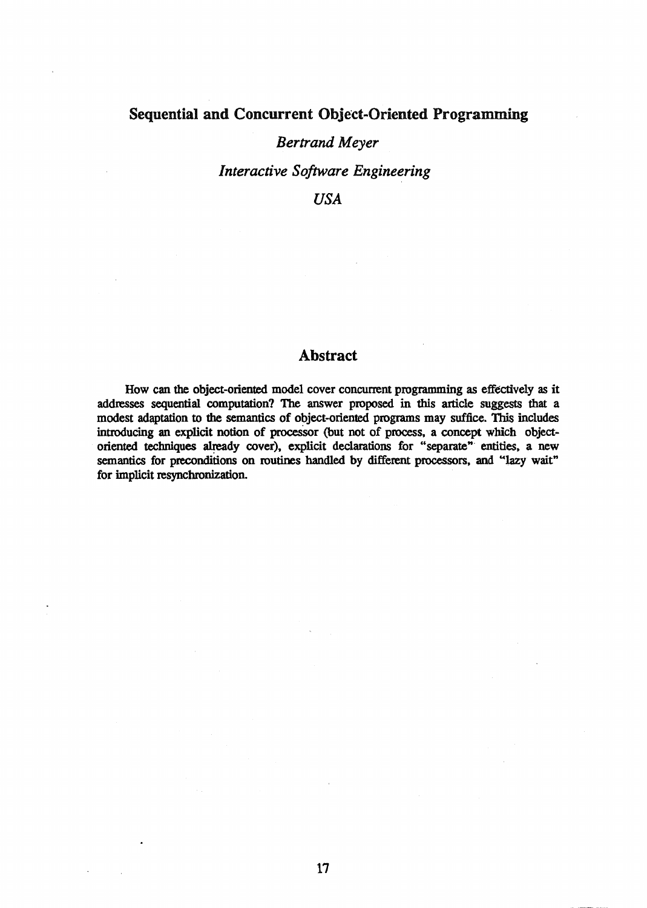# Sequential and Concurrent Object-Oriented Programming

*Bertrand Meyer*

*Interactive Software Engineering*

*USA*

## Abstract

How can the object-oriented model cover concurrent programming as effectively as it addresses sequential computation? The answer proposed in this article suggests that a modest adaptation to the semantics of object-oriented programs may suffice. This includes introducing an explicit notion of processor (but not of process, a concept which object-oriented techniques already cover), explicit declarations for "separate" entities, a new semantics for preconditions on routines handled by different processors, and "lazy wait" for implicit resynchronization.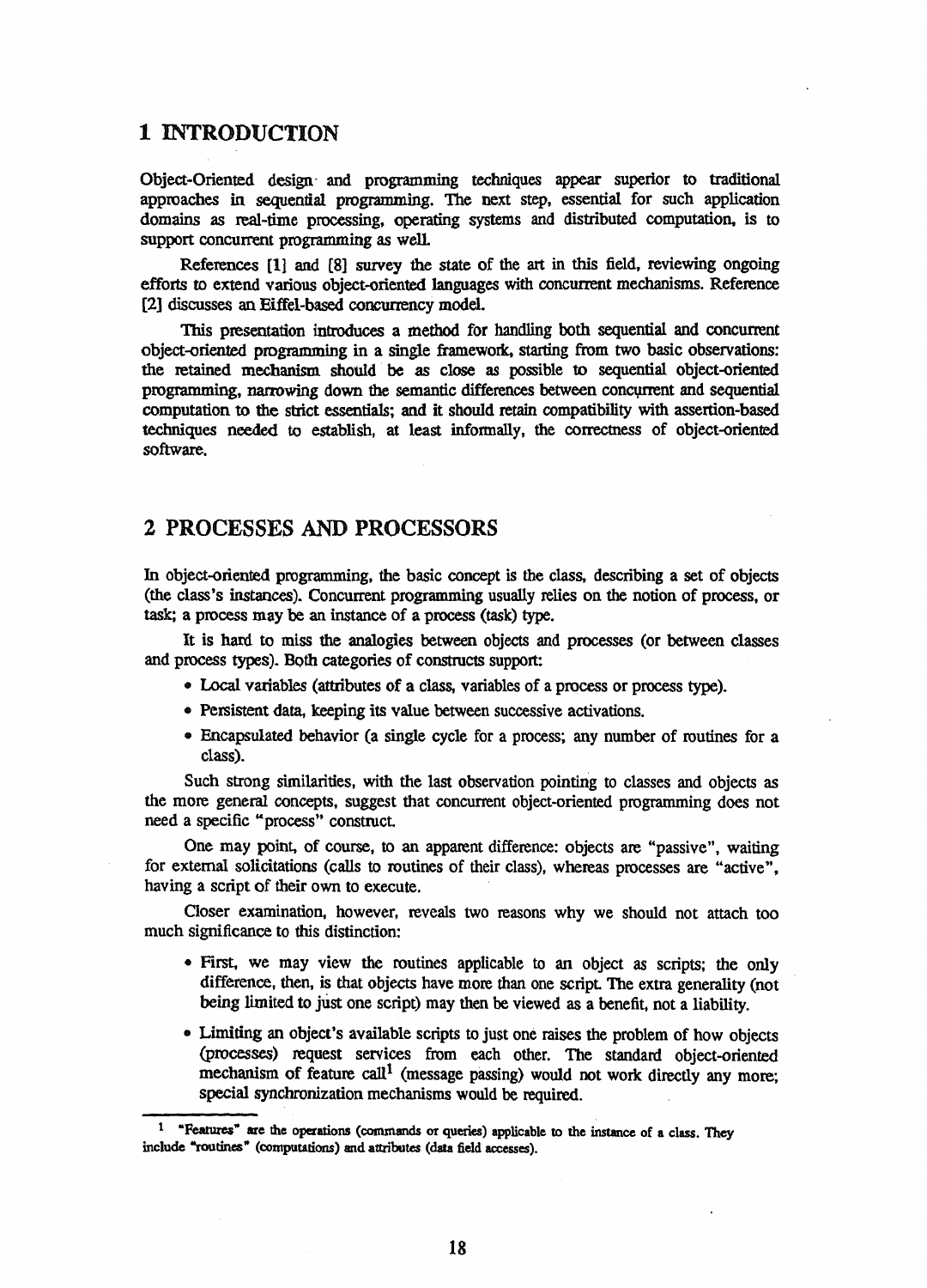## 1 INTRODUCTION

Object-Oriented design and programming techniques appear superior to traditional approaches in sequential programming. The next step, essential for such application domains as real-time processing, operating systems and distributed computation, is to support concurrent programming as well.

References [1] and [8] survey the state of the art in this field, reviewing ongoing efforts to extend various object-oriented languages with concurrent mechanisms. Reference [2] discusses an Eiffel-based concurrency model.

This presentation introduces a method for handling both sequential and concurrent object-oriented programming in a single framework, starting from two basic observations: the retained mechanism should be as close as possible to sequential object-oriented programming, narrowing down the semantic differences between concurrent and sequential computation to the strict essentials; and it should retain compatibility with assertion-based techniques needed to establish, at least informally, the correctness of object-oriented software.

## 2 PROCESSES AND PROCESSORS

In object-oriented programming, the basic concept is the class, describing a set of objects (the class's instances). Concurrent programming usually relies on the notion of process, or task; a process may be an instance of a process (task) type.

It is hard to miss the analogies between objects and processes (or between classes and process types). Both categories of constructs support:

- Local variables (attributes of a class, variables of a process or process type).
- Persistent data, keeping its value between successive activations.
- Encapsulated behavior (a single cycle for a process; any number of routines for a class).

Such strong similarities, with the last observation pointing to classes and objects as the more general concepts, suggest that concurrent object-oriented programming does not need a specific "process" construct.

One may point, of course, to an apparent difference: objects are "passive", waiting for external solicitations (calls to routines of their class), whereas processes are "active", having a script of their own to execute.

Closer examination, however, reveals two reasons why we should not attach too much significance to this distinction:

- First, we may view the routines applicable to an object as scripts; the only difference, then, is that objects have more than one script. The extra generality (not being limited to just one script) may then be viewed as a benefit, not a liability.
- Limiting an object's available scripts to just one raises the problem of how objects (processes) request services from each other. The standard object-oriented mechanism of feature call[1] (message passing) would not work directly any more; special synchronization mechanisms would be required.

[1] "Features" are the operations (commands or queries) applicable to the instance of a class. They include "routines" (computations) and attributes (data field accesses).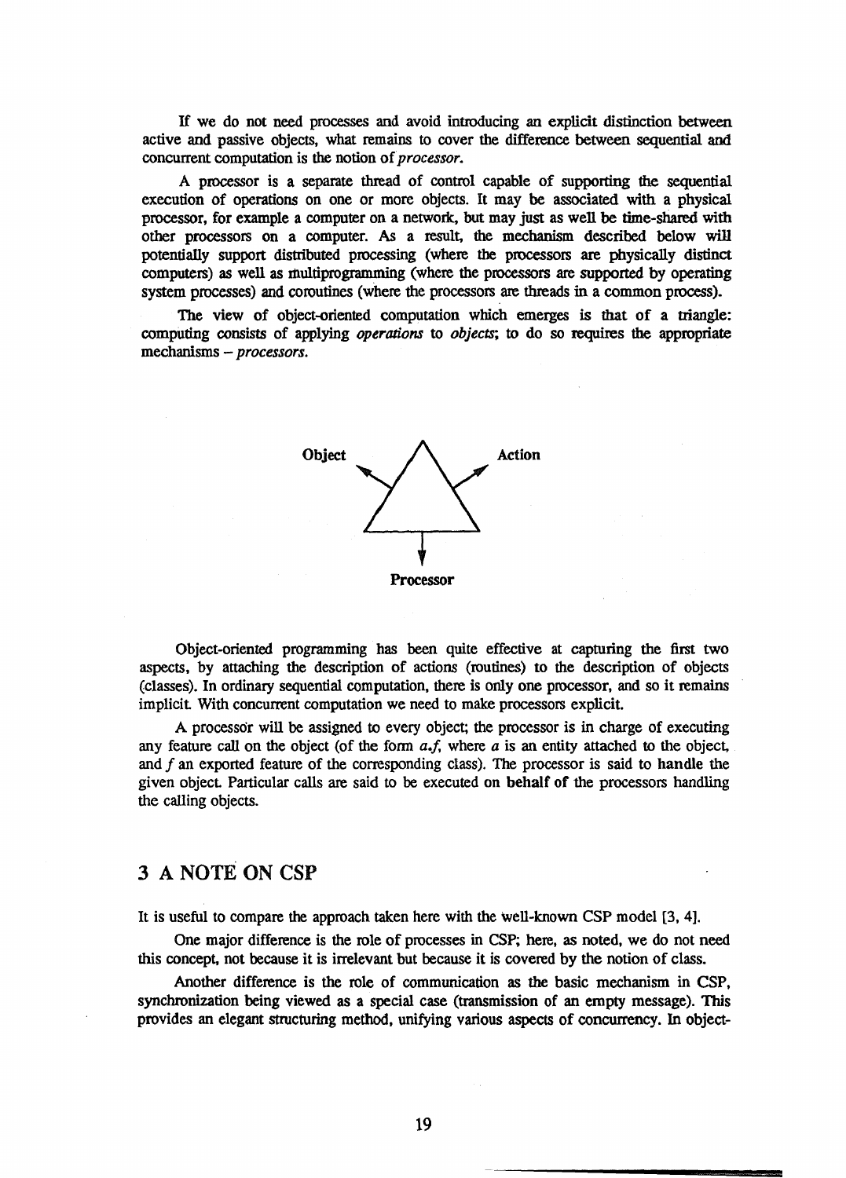If we do not need processes and avoid introducing an explicit distinction between active and passive objects, what remains to cover the difference between sequential and concurrent computation is the notion of *processor*.

A processor is a separate thread of control capable of supporting the sequential execution of operations on one or more objects. It may be associated with a physical processor, for example a computer on a network, but may just as well be time-shared with other processors on a computer. As a result, the mechanism described below will potentially support distributed processing (where the processors are physically distinct computers) as well as multiprogramming (where the processors are supported by operating system processes) and coroutines (where the processors are threads in a common process).

The view of object-oriented computation which emerges is that of a triangle: computing consists of applying *operations* to *objects*; to do so requires the appropriate mechanisms – *processors*.

**Object** **Action**

**Processor**

Object-oriented programming has been quite effective at capturing the first two aspects, by attaching the description of actions (routines) to the description of objects (classes). In ordinary sequential computation, there is only one processor, and so it remains implicit. With concurrent computation we need to make processors explicit.

A processor will be assigned to every object; the processor is in charge of executing any feature call on the object (of the form *a.f*, where *a* is an entity attached to the object, and *f* an exported feature of the corresponding class). The processor is said to **handle** the given object. Particular calls are said to be executed on **behalf of** the processors handling the calling objects.

## 3 A NOTE ON CSP

It is useful to compare the approach taken here with the well-known CSP model [3, 4].

One major difference is the role of processes in CSP; here, as noted, we do not need this concept, not because it is irrelevant but because it is covered by the notion of class.

Another difference is the role of communication as the basic mechanism in CSP, synchronization being viewed as a special case (transmission of an empty message). This provides an elegant structuring method, unifying various aspects of concurrency. In object-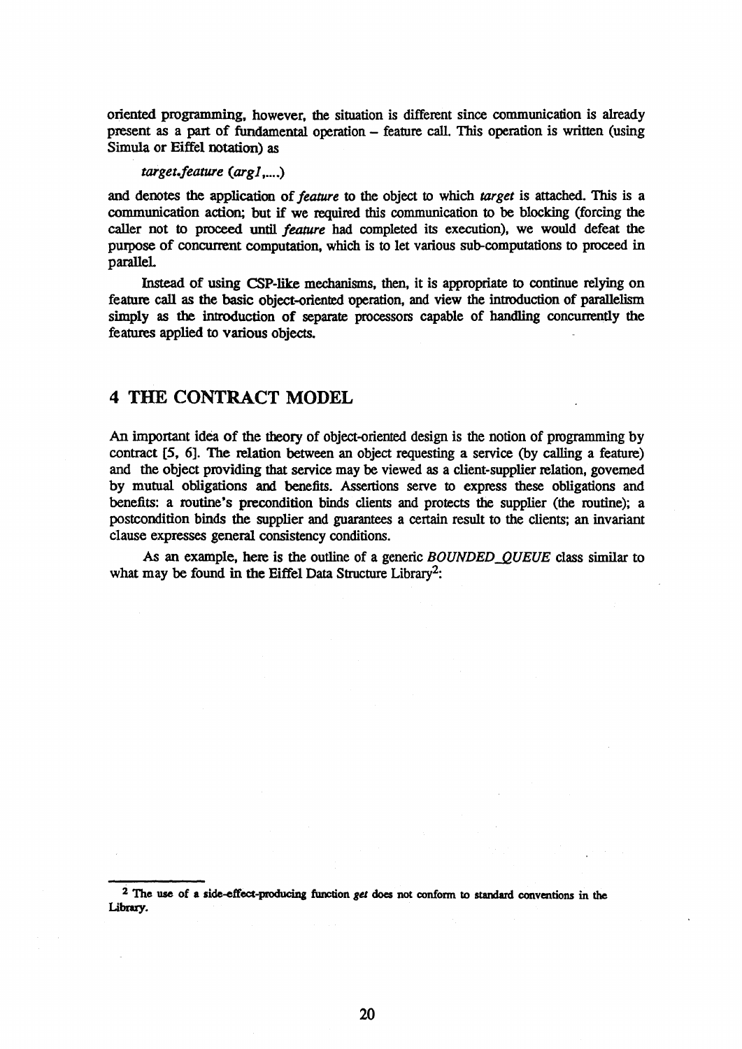oriented programming, however, the situation is different since communication is already present as a part of fundamental operation – feature call. This operation is written (using Simula or Eiffel notation) as

*target.feature (arg1,....)*

and denotes the application of *feature* to the object to which *target* is attached. This is a communication action; but if we required this communication to be blocking (forcing the caller not to proceed until *feature* had completed its execution), we would defeat the purpose of concurrent computation, which is to let various sub-computations to proceed in parallel.

Instead of using CSP-like mechanisms, then, it is appropriate to continue relying on feature call as the basic object-oriented operation, and view the introduction of parallelism simply as the introduction of separate processors capable of handling concurrently the features applied to various objects.

## 4 THE CONTRACT MODEL

An important idea of the theory of object-oriented design is the notion of programming by contract [5, 6]. The relation between an object requesting a service (by calling a feature) and the object providing that service may be viewed as a client-supplier relation, governed by mutual obligations and benefits. Assertions serve to express these obligations and benefits: a routine's precondition binds clients and protects the supplier (the routine); a postcondition binds the supplier and guarantees a certain result to the clients; an invariant clause expresses general consistency conditions.

As an example, here is the outline of a generic *BOUNDED_QUEUE* class similar to what may be found in the Eiffel Data Structure Library[2]:

[2] The use of a side-effect-producing function *get* does not conform to standard conventions in the Library.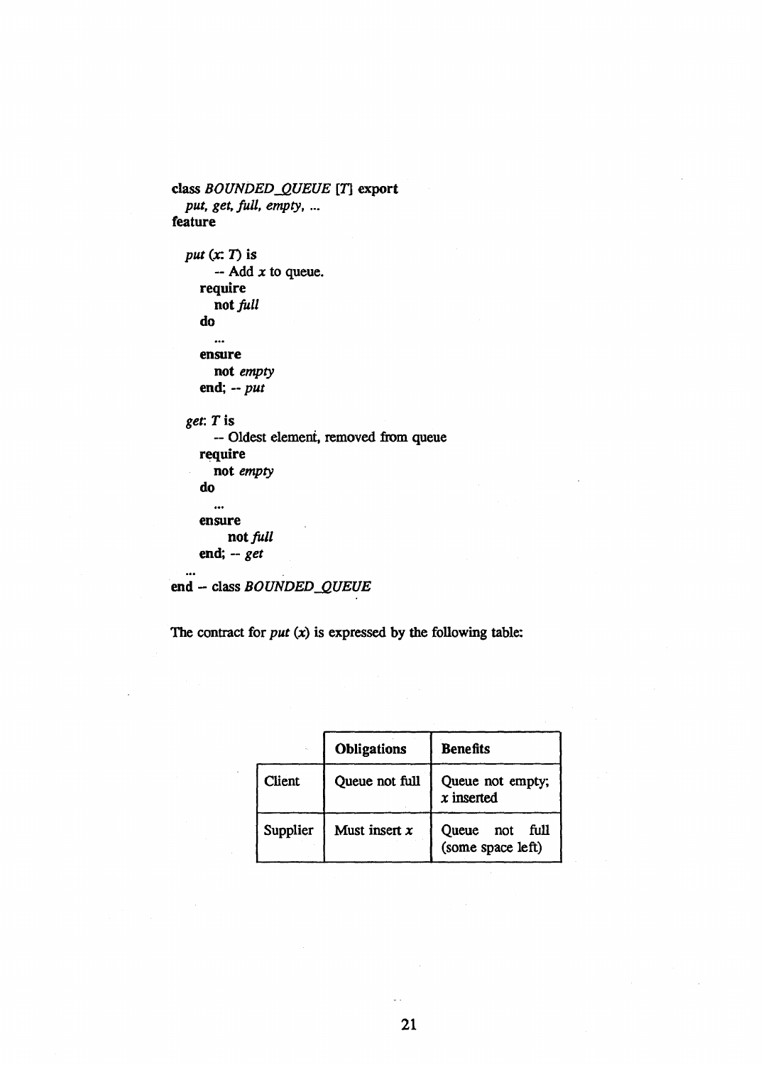```
class BOUNDED_QUEUE [T] export
   put, get, full, empty, ...
feature

   put (x: T) is
         -- Add x to queue.
      require
         not full
      do
         ...
      ensure
         not empty
      end; -- put

   get: T is
         -- Oldest element, removed from queue
      require
         not empty
      do
         ...
      ensure
            not full
      end; -- get
   ...
end -- class BOUNDED_QUEUE
```

The contract for *put* (*x*) is expressed by the following table:

| | **Obligations** | **Benefits** |
|---|---|---|
| Client | Queue not full | Queue not empty; *x* inserted |
| Supplier | Must insert *x* | Queue not full (some space left) |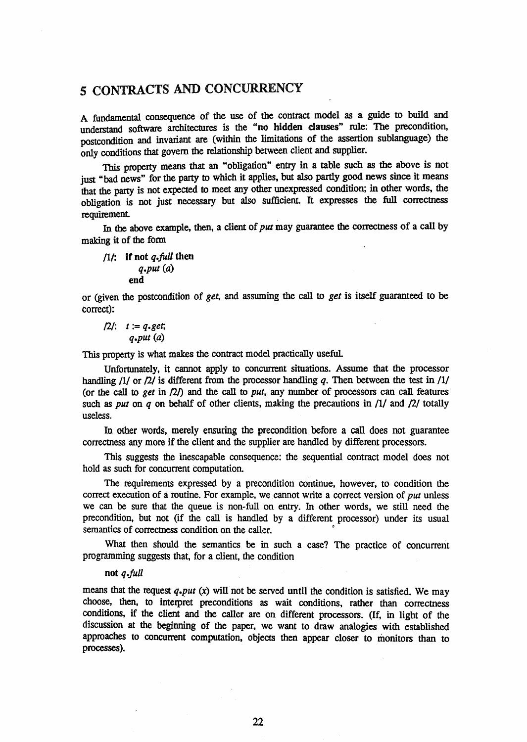## 5 CONTRACTS AND CONCURRENCY

A fundamental consequence of the use of the contract model as a guide to build and understand software architectures is the "**no hidden clauses**" rule: The precondition, postcondition and invariant are (within the limitations of the assertion sublanguage) the only conditions that govern the relationship between client and supplier.

This property means that an "obligation" entry in a table such as the above is not just "bad news" for the party to which it applies, but also partly good news since it means that the party is not expected to meet any other unexpressed condition; in other words, the obligation is not just necessary but also sufficient. It expresses the full correctness requirement.

In the above example, then, a client of *put* may guarantee the correctness of a call by making it of the form

```
/1/: if not q.full then
         q.put (a)
     end
```

or (given the postcondition of *get*, and assuming the call to *get* is itself guaranteed to be correct):

```
/2/: t := q.get;
     q.put (a)
```

This property is what makes the contract model practically useful.

Unfortunately, it cannot apply to concurrent situations. Assume that the processor handling /1/ or /2/ is different from the processor handling *q*. Then between the test in /1/ (or the call to *get* in /2/) and the call to *put*, any number of processors can call features such as *put* on *q* on behalf of other clients, making the precautions in /1/ and /2/ totally useless.

In other words, merely ensuring the precondition before a call does not guarantee correctness any more if the client and the supplier are handled by different processors.

This suggests the inescapable consequence: the sequential contract model does not hold as such for concurrent computation.

The requirements expressed by a precondition continue, however, to condition the correct execution of a routine. For example, we cannot write a correct version of *put* unless we can be sure that the queue is non-full on entry. In other words, we still need the precondition, but not (if the call is handled by a different processor) under its usual semantics of correctness condition on the caller.

What then should the semantics be in such a case? The practice of concurrent programming suggests that, for a client, the condition

**not** *q.full*

means that the request *q.put* (*x*) will not be served **until** the condition is satisfied. We may choose, then, to interpret preconditions as wait conditions, rather than correctness conditions, if the client and the caller are on different processors. (If, in light of the discussion at the beginning of the paper, we want to draw analogies with established approaches to concurrent computation, objects then appear closer to monitors than to processes).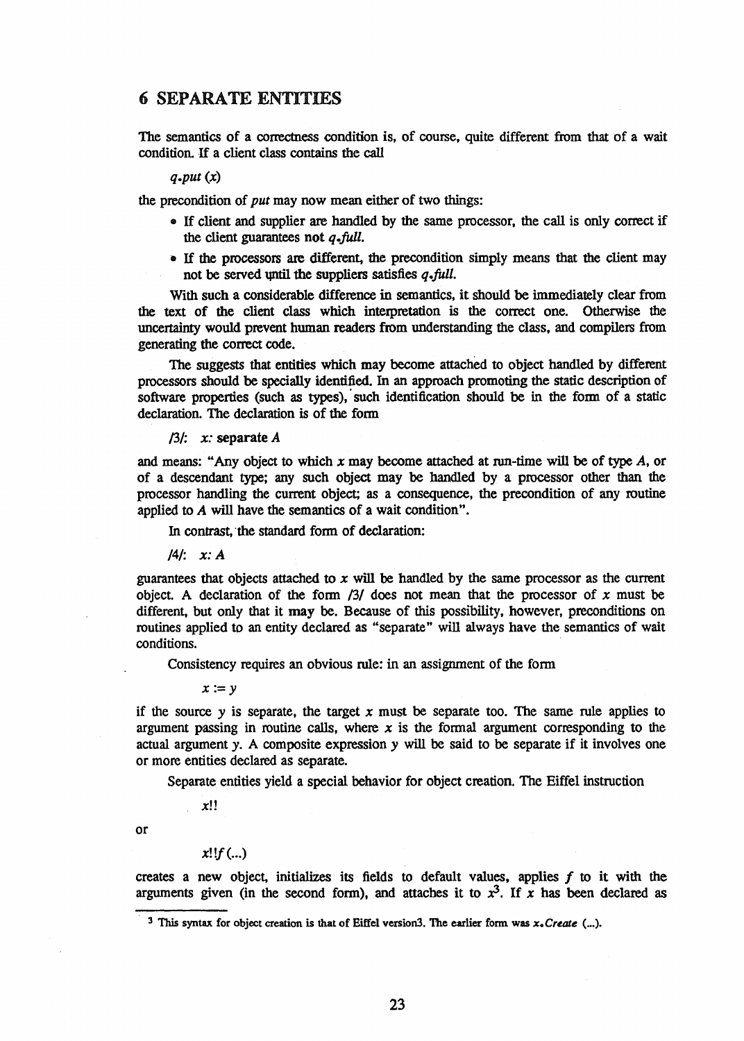## 6 SEPARATE ENTITIES

The semantics of a correctness condition is, of course, quite different from that of a wait condition. If a client class contains the call

*q.put* (*x*)

the precondition of *put* may now mean either of two things:

- If client and supplier are handled by the same processor, the call is only correct if the client guarantees not *q.full.*
- If the processors are different, the precondition simply means that the client may not be served until the suppliers satisfies *q.full.*

With such a considerable difference in semantics, it should be immediately clear from the text of the client class which interpretation is the correct one. Otherwise the uncertainty would prevent human readers from understanding the class, and compilers from generating the correct code.

The suggests that entities which may become attached to object handled by different processors should be specially identified. In an approach promoting the static description of software properties (such as types), such identification should be in the form of a static declaration. The declaration is of the form

/3/: *x:* **separate** *A*

and means: "Any object to which *x* may become attached at run-time will be of type *A*, or of a descendant type; any such object may be handled by a processor other than the processor handling the current object; as a consequence, the precondition of any routine applied to *A* will have the semantics of a wait condition".

In contrast, the standard form of declaration:

/4/: *x: A*

guarantees that objects attached to *x* will be handled by the same processor as the current object. A declaration of the form /3/ does not mean that the processor of *x* must be different, but only that it **may** be. Because of this possibility, however, preconditions on routines applied to an entity declared as "separate" will always have the semantics of wait conditions.

Consistency requires an obvious rule: in an assignment of the form

*x* := *y*

if the source *y* is separate, the target *x* must be separate too. The same rule applies to argument passing in routine calls, where *x* is the formal argument corresponding to the actual argument y. A composite expression *y* will be said to be separate if it involves one or more entities declared as separate.

Separate entities yield a special behavior for object creation. The Eiffel instruction

*x*!!

or

*x*!!*f* (...)

creates a new object, initializes its fields to default values, applies *f* to it with the arguments given (in the second form), and attaches it to *x*[3]. If *x* has been declared as

---

[3] This syntax for object creation is that of Eiffel version3. The earlier form was *x.Create* (...).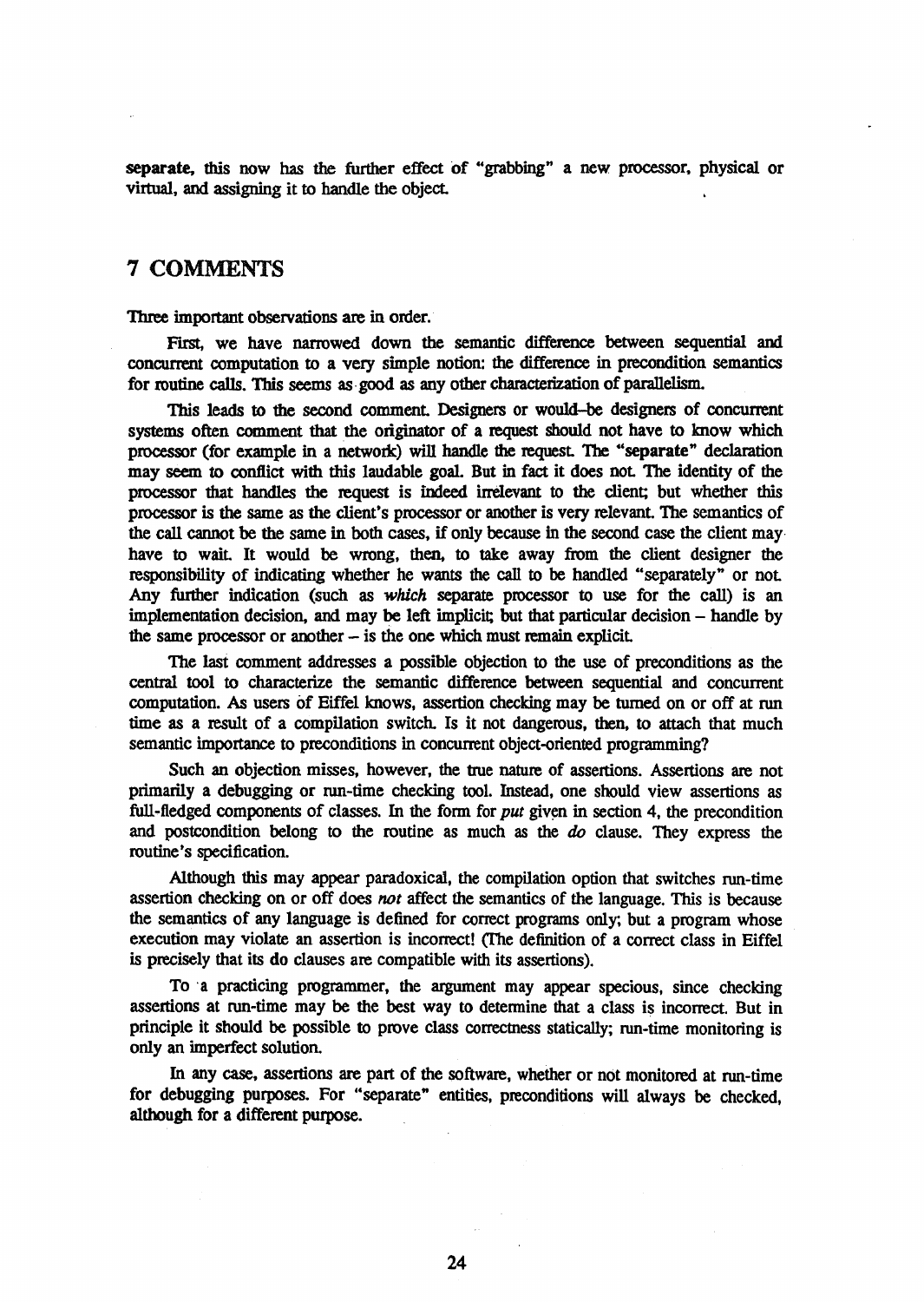**separate**, this now has the further effect of "grabbing" a new processor, physical or virtual, and assigning it to handle the object.

## 7 COMMENTS

Three important observations are in order.

First, we have narrowed down the semantic difference between sequential and concurrent computation to a very simple notion: the difference in precondition semantics for routine calls. This seems as good as any other characterization of parallelism.

This leads to the second comment. Designers or would-be designers of concurrent systems often comment that the originator of a request should not have to know which processor (for example in a network) will handle the request. The "**separate**" declaration may seem to conflict with this laudable goal. But in fact it does not. The identity of the processor that handles the request is indeed irrelevant to the client; but whether this processor is the same as the client's processor or another is very relevant. The semantics of the call cannot be the same in both cases, if only because in the second case the client may have to wait. It would be wrong, then, to take away from the client designer the responsibility of indicating whether he wants the call to be handled "separately" or not. Any further indication (such as *which* separate processor to use for the call) is an implementation decision, and may be left implicit; but that particular decision – handle by the same processor or another – is the one which must remain explicit.

The last comment addresses a possible objection to the use of preconditions as the central tool to characterize the semantic difference between sequential and concurrent computation. As users of Eiffel knows, assertion checking may be turned on or off at run time as a result of a compilation switch. Is it not dangerous, then, to attach that much semantic importance to preconditions in concurrent object-oriented programming?

Such an objection misses, however, the true nature of assertions. Assertions are not primarily a debugging or run-time checking tool. Instead, one should view assertions as full-fledged components of classes. In the form for *put* given in section 4, the precondition and postcondition belong to the routine as much as the *do* clause. They express the routine's specification.

Although this may appear paradoxical, the compilation option that switches run-time assertion checking on or off does *not* affect the semantics of the language. This is because the semantics of any language is defined for correct programs only; but a program whose execution may violate an assertion is incorrect! (The definition of a correct class in Eiffel is precisely that its **do** clauses are compatible with its assertions).

To a practicing programmer, the argument may appear specious, since checking assertions at run-time may be the best way to determine that a class is incorrect. But in principle it should be possible to prove class correctness statically; run-time monitoring is only an imperfect solution.

In any case, assertions are part of the software, whether or not monitored at run-time for debugging purposes. For "separate" entities, preconditions will always be checked, although for a different purpose.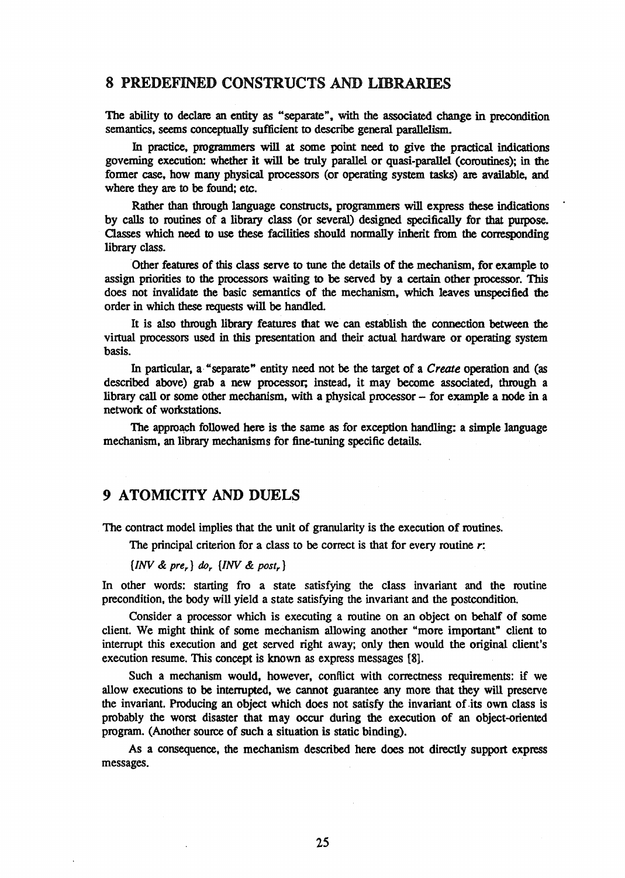## 8 PREDEFINED CONSTRUCTS AND LIBRARIES

The ability to declare an entity as "separate", with the associated change in precondition semantics, seems conceptually sufficient to describe general parallelism.

In practice, programmers will at some point need to give the practical indications governing execution: whether it will be truly parallel or quasi-parallel (coroutines); in the former case, how many physical processors (or operating system tasks) are available, and where they are to be found; etc.

Rather than through language constructs, programmers will express these indications by calls to routines of a library class (or several) designed specifically for that purpose. Classes which need to use these facilities should normally inherit from the corresponding library class.

Other features of this class serve to tune the details of the mechanism, for example to assign priorities to the processors waiting to be served by a certain other processor. This does not invalidate the basic semantics of the mechanism, which leaves unspecified the order in which these requests will be handled.

It is also through library features that we can establish the connection between the virtual processors used in this presentation and their actual hardware or operating system basis.

In particular, a "separate" entity need not be the target of a *Create* operation and (as described above) grab a new processor; instead, it may become associated, through a library call or some other mechanism, with a physical processor – for example a node in a network of workstations.

The approach followed here is the same as for exception handling: a simple language mechanism, an library mechanisms for fine-tuning specific details.

## 9 ATOMICITY AND DUELS

The contract model implies that the unit of granularity is the execution of routines.

The principal criterion for a class to be correct is that for every routine $r$:

$\{INV \;\&\; pre_r\}\; do_r\; \{INV \;\&\; post_r\}$

In other words: starting fro a state satisfying the class invariant and the routine precondition, the body will yield a state satisfying the invariant and the postcondition.

Consider a processor which is executing a routine on an object on behalf of some client. We might think of some mechanism allowing another "more important" client to interrupt this execution and get served right away; only then would the original client's execution resume. This concept is known as express messages [8].

Such a mechanism would, however, conflict with correctness requirements: if we allow executions to be interrupted, we cannot guarantee any more that they will preserve the invariant. Producing an object which does not satisfy the invariant of its own class is probably the worst disaster that may occur during the execution of an object-oriented program. (Another source of such a situation is static binding).

As a consequence, the mechanism described here does not directly support express messages.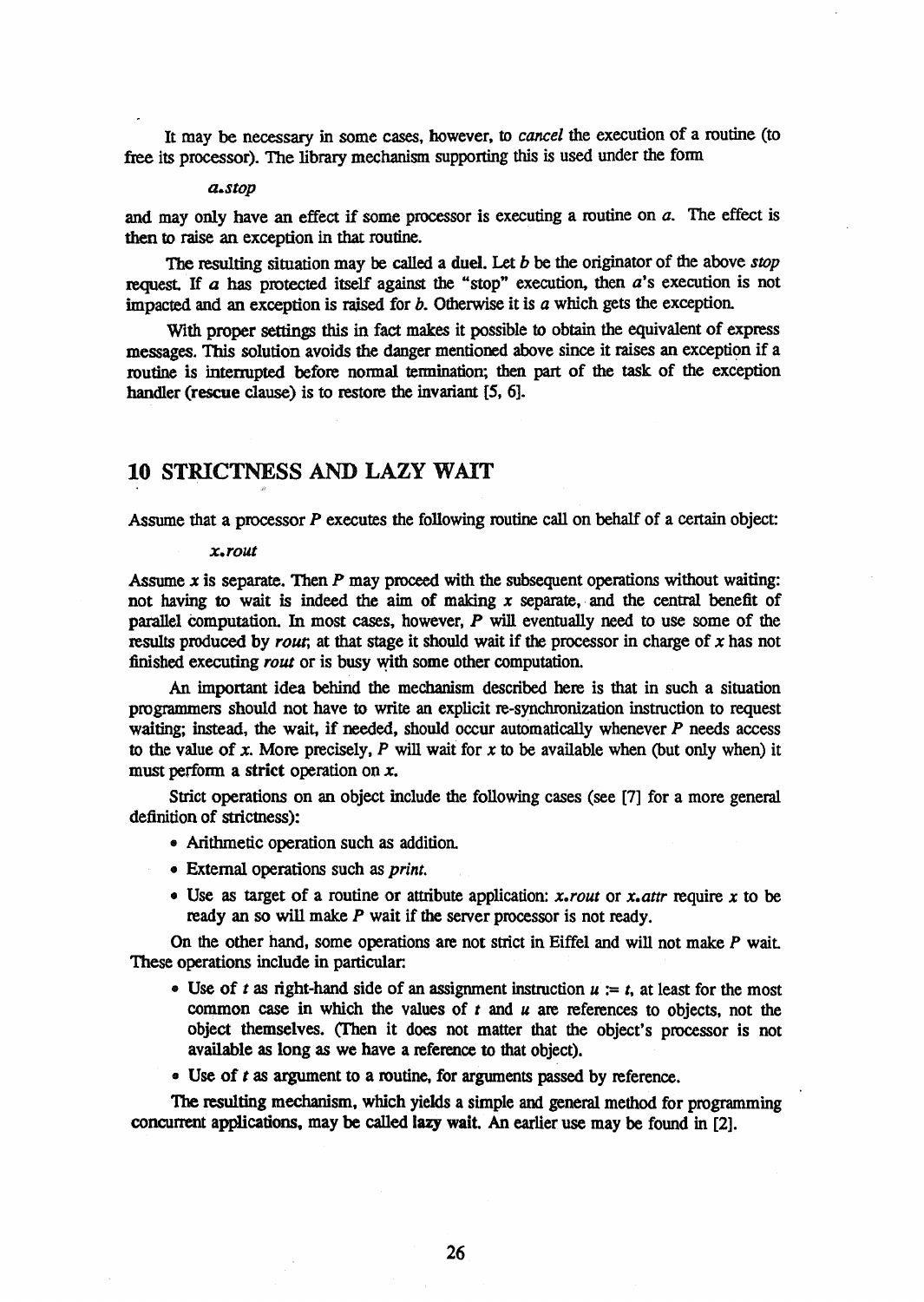It may be necessary in some cases, however, to *cancel* the execution of a routine (to free its processor). The library mechanism supporting this is used under the form

*a.stop*

and may only have an effect if some processor is executing a routine on *a*. The effect is then to raise an exception in that routine.

The resulting situation may be called a **duel**. Let *b* be the originator of the above *stop* request. If *a* has protected itself against the "stop" execution, then *a*'s execution is not impacted and an exception is raised for *b*. Otherwise it is *a* which gets the exception.

With proper settings this in fact makes it possible to obtain the equivalent of express messages. This solution avoids the danger mentioned above since it raises an exception if a routine is interrupted before normal termination; then part of the task of the exception handler (**rescue** clause) is to restore the invariant [5, 6].

## 10 STRICTNESS AND LAZY WAIT

Assume that a processor *P* executes the following routine call on behalf of a certain object:

*x.rout*

Assume *x* is separate. Then *P* may proceed with the subsequent operations without waiting: not having to wait is indeed the aim of making *x* separate, and the central benefit of parallel computation. In most cases, however, *P* will eventually need to use some of the results produced by *rout*; at that stage it should wait if the processor in charge of *x* has not finished executing *rout* or is busy with some other computation.

An important idea behind the mechanism described here is that in such a situation programmers should not have to write an explicit re-synchronization instruction to request waiting; instead, the wait, if needed, should occur automatically whenever *P* needs access to the value of *x*. More precisely, *P* will wait for *x* to be available when (but only when) it must perform a **strict** operation on *x*.

Strict operations on an object include the following cases (see [7] for a more general definition of strictness):

- Arithmetic operation such as addition.
- External operations such as *print*.
- Use as target of a routine or attribute application: *x.rout* or *x.attr* require *x* to be ready an so will make *P* wait if the server processor is not ready.

On the other hand, some operations are not strict in Eiffel and will not make *P* wait. These operations include in particular:

- Use of *t* as right-hand side of an assignment instruction *u* := *t*, at least for the most common case in which the values of *t* and *u* are references to objects, not the object themselves. (Then it does not matter that the object's processor is not available as long as we have a reference to that object).
- Use of *t* as argument to a routine, for arguments passed by reference.

The resulting mechanism, which yields a simple and general method for programming concurrent applications, may be called **lazy wait**. An earlier use may be found in [2].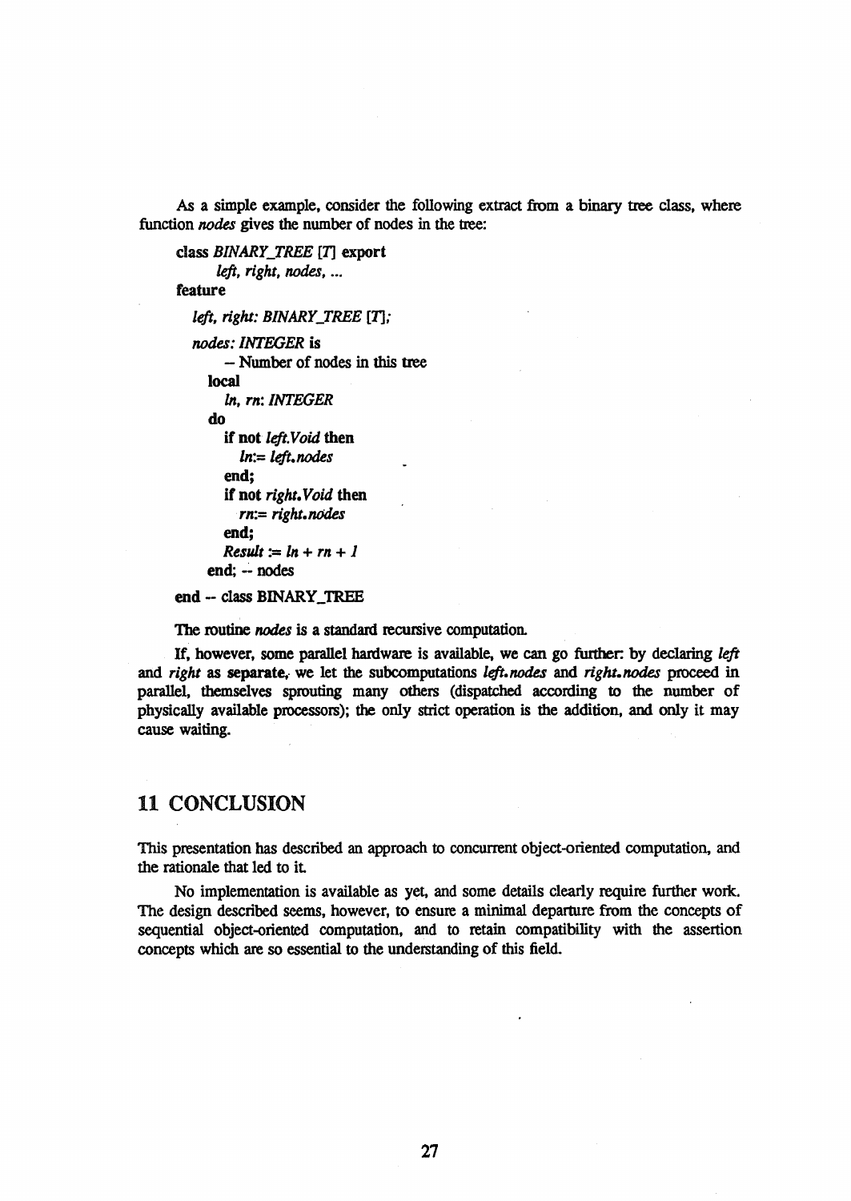As a simple example, consider the following extract from a binary tree class, where function *nodes* gives the number of nodes in the tree:

```
class BINARY_TREE [T] export
      left, right, nodes, ...
feature
   left, right: BINARY_TREE [T];

   nodes: INTEGER is
         -- Number of nodes in this tree
      local
         ln, rn: INTEGER
      do
         if not left.Void then
            ln:= left.nodes
         end;
         if not right.Void then
            rn:= right.nodes
         end;
         Result := ln + rn + 1
      end; -- nodes

end -- class BINARY_TREE
```

The routine *nodes* is a standard recursive computation.

If, however, some parallel hardware is available, we can go further: by declaring *left* and *right* as **separate**, we let the subcomputations *left.nodes* and *right.nodes* proceed in parallel, themselves sprouting many others (dispatched according to the number of physically available processors); the only strict operation is the addition, and only it may cause waiting.

## 11 CONCLUSION

This presentation has described an approach to concurrent object-oriented computation, and the rationale that led to it.

No implementation is available as yet, and some details clearly require further work. The design described seems, however, to ensure a minimal departure from the concepts of sequential object-oriented computation, and to retain compatibility with the assertion concepts which are so essential to the understanding of this field.